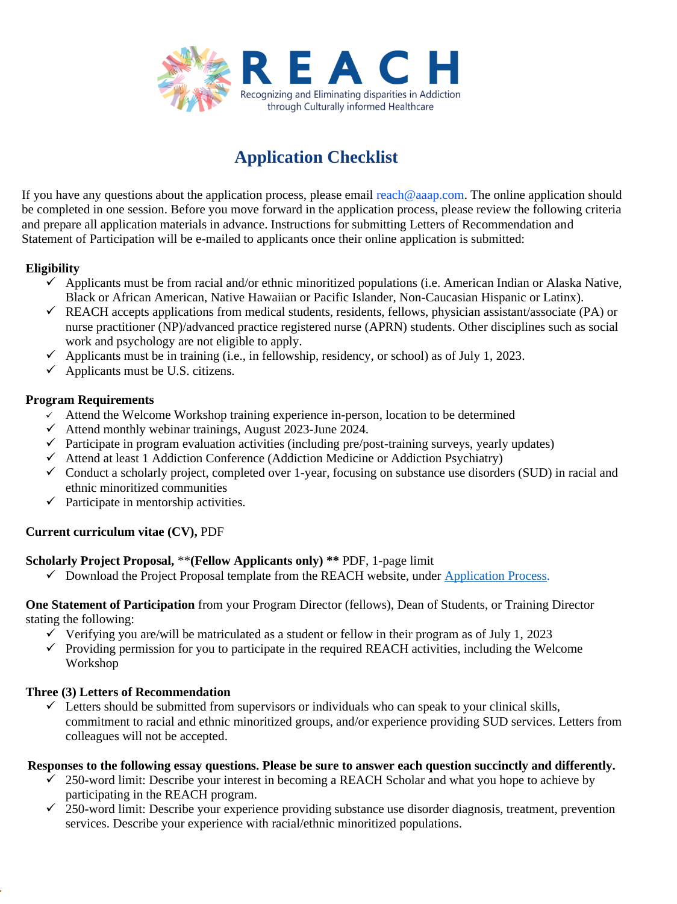# R E A C H

Recognizing and Eliminating disparities in Addiction through Culturally informed Healthcare

## Application Checklist

If you have any questions about the application process, please email reach@aaap.com. The online application should be completed in one session. Before you move forward in the application process, please review the following criteria and prepare all application materials in advance. Instructions for submitting Letters of Recommendation and Statement of Participation will be e-mailed to applicants once their online application is submitted:

**Eligibility**

- ✓ Applicants must be from racial and/or ethnic minoritized populations (i.e. American Indian or Alaska Native, Black or African American, Native Hawaiian or Pacific Islander, Non-Caucasian Hispanic or Latinx).
- ✓ REACH accepts applications from medical students, residents, fellows, physician assistant/associate (PA) or nurse practitioner (NP)/advanced practice registered nurse (APRN) students. Other disciplines such as social work and psychology are not eligible to apply.
- ✓ Applicants must be in training (i.e., in fellowship, residency, or school) as of July 1, 2023.
- ✓ Applicants must be U.S. citizens.

**Program Requirements**

- ✓ Attend the Welcome Workshop training experience in-person, location to be determined
- ✓ Attend monthly webinar trainings, August 2023-June 2024.
- ✓ Participate in program evaluation activities (including pre/post-training surveys, yearly updates)
- ✓ Attend at least 1 Addiction Conference (Addiction Medicine or Addiction Psychiatry)
- ✓ Conduct a scholarly project, completed over 1-year, focusing on substance use disorders (SUD) in racial and ethnic minoritized communities
- ✓ Participate in mentorship activities.

**Current curriculum vitae (CV),** PDF

**Scholarly Project Proposal,** **(Fellow Applicants only) ** PDF, 1-page limit

- ✓ Download the Project Proposal template from the REACH website, under Application Process.

**One Statement of Participation** from your Program Director (fellows), Dean of Students, or Training Director stating the following:

- ✓ Verifying you are/will be matriculated as a student or fellow in their program as of July 1, 2023
- ✓ Providing permission for you to participate in the required REACH activities, including the Welcome Workshop

**Three (3) Letters of Recommendation**

- ✓ Letters should be submitted from supervisors or individuals who can speak to your clinical skills, commitment to racial and ethnic minoritized groups, and/or experience providing SUD services. Letters from colleagues will not be accepted.

**Responses to the following essay questions. Please be sure to answer each question succinctly and differently.**

- ✓ 250-word limit: Describe your interest in becoming a REACH Scholar and what you hope to achieve by participating in the REACH program.
- ✓ 250-word limit: Describe your experience providing substance use disorder diagnosis, treatment, prevention services. Describe your experience with racial/ethnic minoritized populations.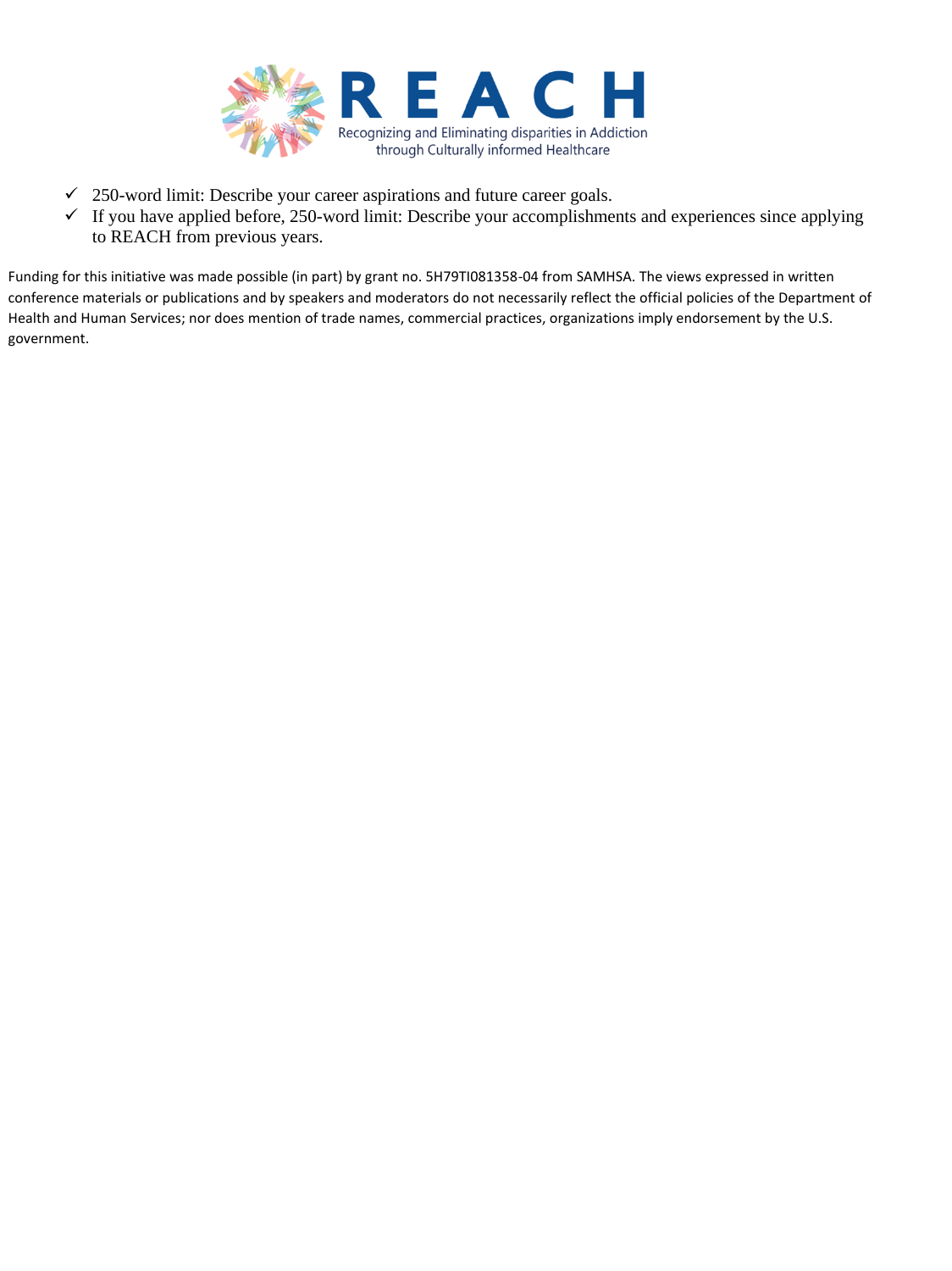# REACH

Recognizing and Eliminating disparities in Addiction through Culturally informed Healthcare

- ✓ 250-word limit: Describe your career aspirations and future career goals.
- ✓ If you have applied before, 250-word limit: Describe your accomplishments and experiences since applying to REACH from previous years.

Funding for this initiative was made possible (in part) by grant no. 5H79TI081358-04 from SAMHSA. The views expressed in written conference materials or publications and by speakers and moderators do not necessarily reflect the official policies of the Department of Health and Human Services; nor does mention of trade names, commercial practices, organizations imply endorsement by the U.S. government.